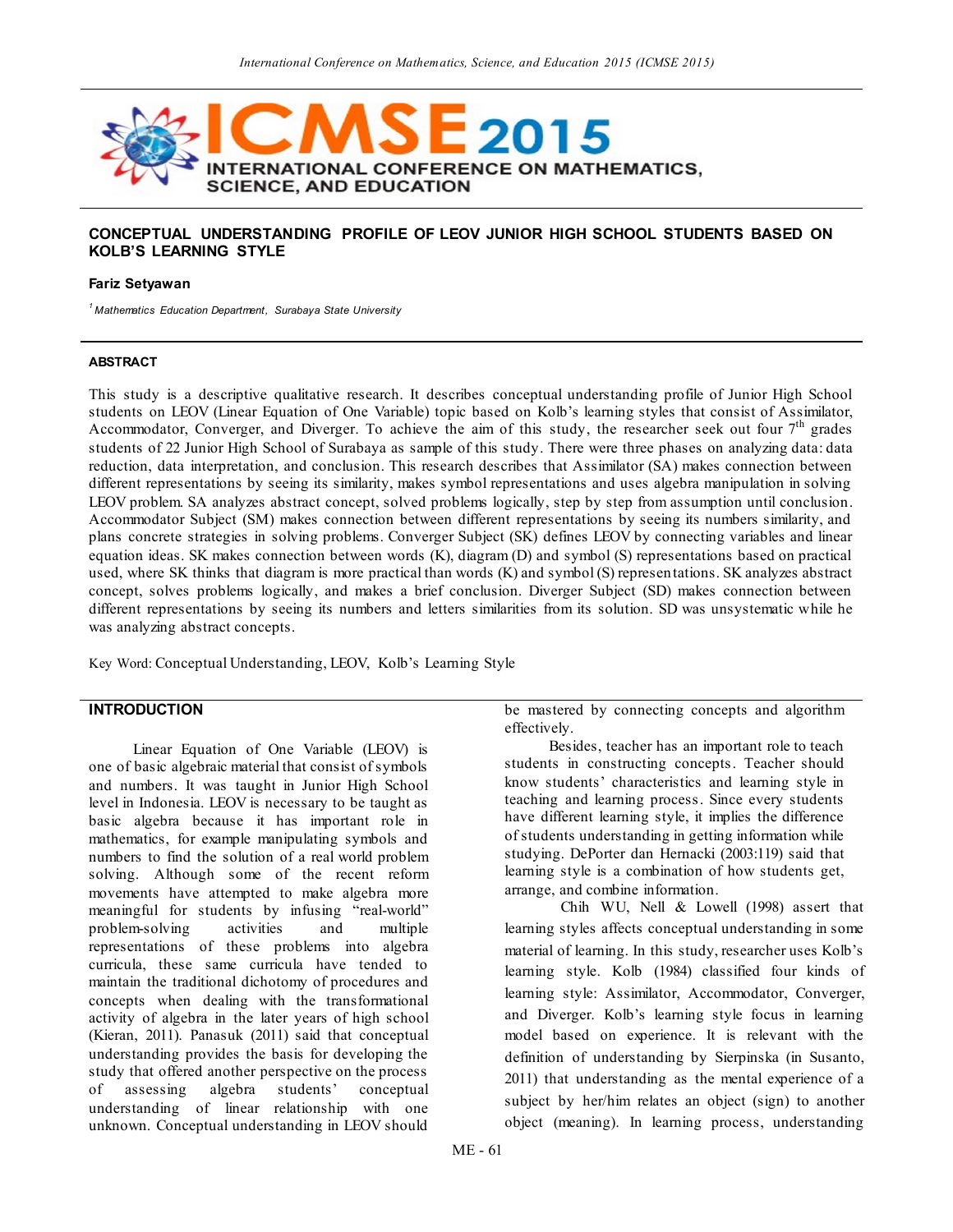# CONCEPTUAL UNDERSTANDING PROFILE OF LEOV JUNIOR HIGH SCHOOL STUDENTS BASED ON KOLB'S LEARNING STYLE

**Fariz Setyawan**

[1] *Mathematics Education Department, Surabaya State University*

---

#### ABSTRACT

This study is a descriptive qualitative research. It describes conceptual understanding profile of Junior High School students on LEOV (Linear Equation of One Variable) topic based on Kolb's learning styles that consist of Assimilator, Accommodator, Converger, and Diverger. To achieve the aim of this study, the researcher seek out four 7th grades students of 22 Junior High School of Surabaya as sample of this study. There were three phases on analyzing data: data reduction, data interpretation, and conclusion. This research describes that Assimilator (SA) makes connection between different representations by seeing its similarity, makes symbol representations and uses algebra manipulation in solving LEOV problem. SA analyzes abstract concept, solved problems logically, step by step from assumption until conclusion. Accommodator Subject (SM) makes connection between different representations by seeing its numbers similarity, and plans concrete strategies in solving problems. Converger Subject (SK) defines LEOV by connecting variables and linear equation ideas. SK makes connection between words (K), diagram (D) and symbol (S) representations based on practical used, where SK thinks that diagram is more practical than words (K) and symbol (S) representations. SK analyzes abstract concept, solves problems logically, and makes a brief conclusion. Diverger Subject (SD) makes connection between different representations by seeing its numbers and letters similarities from its solution. SD was unsystematic while he was analyzing abstract concepts.

Key Word: Conceptual Understanding, LEOV, Kolb's Learning Style

## INTRODUCTION

Linear Equation of One Variable (LEOV) is one of basic algebraic material that consist of symbols and numbers. It was taught in Junior High School level in Indonesia. LEOV is necessary to be taught as basic algebra because it has important role in mathematics, for example manipulating symbols and numbers to find the solution of a real world problem solving. Although some of the recent reform movements have attempted to make algebra more meaningful for students by infusing "real-world" problem-solving activities and multiple representations of these problems into algebra curricula, these same curricula have tended to maintain the traditional dichotomy of procedures and concepts when dealing with the transformational activity of algebra in the later years of high school (Kieran, 2011). Panasuk (2011) said that conceptual understanding provides the basis for developing the study that offered another perspective on the process of assessing algebra students' conceptual understanding of linear relationship with one unknown. Conceptual understanding in LEOV should be mastered by connecting concepts and algorithm effectively.

Besides, teacher has an important role to teach students in constructing concepts. Teacher should know students' characteristics and learning style in teaching and learning process. Since every students have different learning style, it implies the difference of students understanding in getting information while studying. DePorter dan Hernacki (2003:119) said that learning style is a combination of how students get, arrange, and combine information.

Chih WU, Nell & Lowell (1998) assert that learning styles affects conceptual understanding in some material of learning. In this study, researcher uses Kolb's learning style. Kolb (1984) classified four kinds of learning style: Assimilator, Accommodator, Converger, and Diverger. Kolb's learning style focus in learning model based on experience. It is relevant with the definition of understanding by Sierpinska (in Susanto, 2011) that understanding as the mental experience of a subject by her/him relates an object (sign) to another object (meaning). In learning process, understanding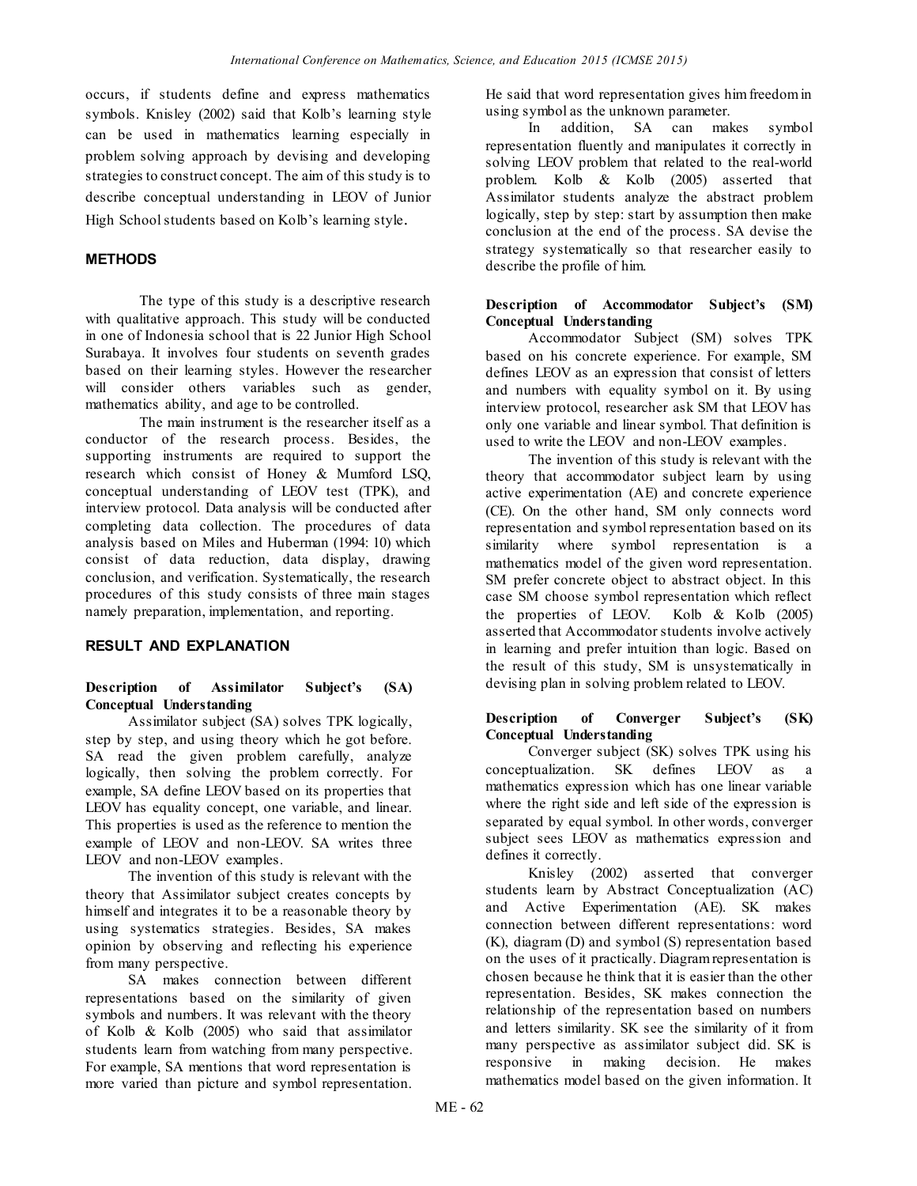occurs, if students define and express mathematics symbols. Knisley (2002) said that Kolb's learning style can be used in mathematics learning especially in problem solving approach by devising and developing strategies to construct concept. The aim of this study is to describe conceptual understanding in LEOV of Junior High School students based on Kolb's learning style.

## METHODS

The type of this study is a descriptive research with qualitative approach. This study will be conducted in one of Indonesia school that is 22 Junior High School Surabaya. It involves four students on seventh grades based on their learning styles. However the researcher will consider others variables such as gender, mathematics ability, and age to be controlled.

The main instrument is the researcher itself as a conductor of the research process. Besides, the supporting instruments are required to support the research which consist of Honey & Mumford LSQ, conceptual understanding of LEOV test (TPK), and interview protocol. Data analysis will be conducted after completing data collection. The procedures of data analysis based on Miles and Huberman (1994: 10) which consist of data reduction, data display, drawing conclusion, and verification. Systematically, the research procedures of this study consists of three main stages namely preparation, implementation, and reporting.

## RESULT AND EXPLANATION

### Description of Assimilator Subject's (SA) Conceptual Understanding

Assimilator subject (SA) solves TPK logically, step by step, and using theory which he got before. SA read the given problem carefully, analyze logically, then solving the problem correctly. For example, SA define LEOV based on its properties that LEOV has equality concept, one variable, and linear. This properties is used as the reference to mention the example of LEOV and non-LEOV. SA writes three LEOV and non-LEOV examples.

The invention of this study is relevant with the theory that Assimilator subject creates concepts by himself and integrates it to be a reasonable theory by using systematics strategies. Besides, SA makes opinion by observing and reflecting his experience from many perspective.

SA makes connection between different representations based on the similarity of given symbols and numbers. It was relevant with the theory of Kolb & Kolb (2005) who said that assimilator students learn from watching from many perspective. For example, SA mentions that word representation is more varied than picture and symbol representation. He said that word representation gives him freedom in using symbol as the unknown parameter.

In addition, SA can makes symbol representation fluently and manipulates it correctly in solving LEOV problem that related to the real-world problem. Kolb & Kolb (2005) asserted that Assimilator students analyze the abstract problem logically, step by step: start by assumption then make conclusion at the end of the process. SA devise the strategy systematically so that researcher easily to describe the profile of him.

### Description of Accommodator Subject's (SM) Conceptual Understanding

Accommodator Subject (SM) solves TPK based on his concrete experience. For example, SM defines LEOV as an expression that consist of letters and numbers with equality symbol on it. By using interview protocol, researcher ask SM that LEOV has only one variable and linear symbol. That definition is used to write the LEOV and non-LEOV examples.

The invention of this study is relevant with the theory that accommodator subject learn by using active experimentation (AE) and concrete experience (CE). On the other hand, SM only connects word representation and symbol representation based on its similarity where symbol representation is a mathematics model of the given word representation. SM prefer concrete object to abstract object. In this case SM choose symbol representation which reflect the properties of LEOV. Kolb & Kolb (2005) asserted that Accommodator students involve actively in learning and prefer intuition than logic. Based on the result of this study, SM is unsystematically in devising plan in solving problem related to LEOV.

### Description of Converger Subject's (SK) Conceptual Understanding

Converger subject (SK) solves TPK using his conceptualization. SK defines LEOV as a mathematics expression which has one linear variable where the right side and left side of the expression is separated by equal symbol. In other words, converger subject sees LEOV as mathematics expression and defines it correctly.

Knisley (2002) asserted that converger students learn by Abstract Conceptualization (AC) and Active Experimentation (AE). SK makes connection between different representations: word (K), diagram (D) and symbol (S) representation based on the uses of it practically. Diagram representation is chosen because he think that it is easier than the other representation. Besides, SK makes connection the relationship of the representation based on numbers and letters similarity. SK see the similarity of it from many perspective as assimilator subject did. SK is responsive in making decision. He makes mathematics model based on the given information. It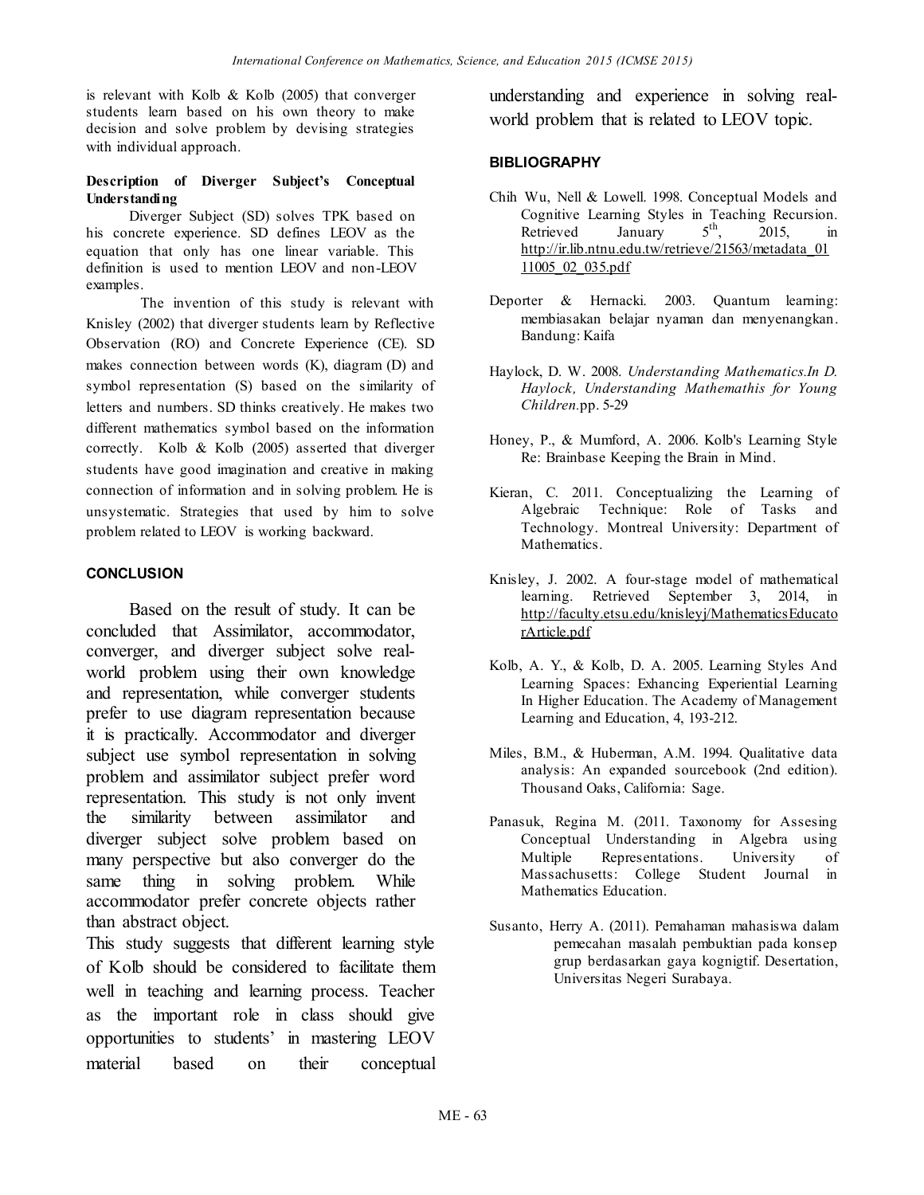is relevant with Kolb & Kolb (2005) that converger students learn based on his own theory to make decision and solve problem by devising strategies with individual approach.

**Description of Diverger Subject's Conceptual Understanding**

Diverger Subject (SD) solves TPK based on his concrete experience. SD defines LEOV as the equation that only has one linear variable. This definition is used to mention LEOV and non-LEOV examples.

The invention of this study is relevant with Knisley (2002) that diverger students learn by Reflective Observation (RO) and Concrete Experience (CE). SD makes connection between words (K), diagram (D) and symbol representation (S) based on the similarity of letters and numbers. SD thinks creatively. He makes two different mathematics symbol based on the information correctly. Kolb & Kolb (2005) asserted that diverger students have good imagination and creative in making connection of information and in solving problem. He is unsystematic. Strategies that used by him to solve problem related to LEOV is working backward.

## CONCLUSION

Based on the result of study. It can be concluded that Assimilator, accommodator, converger, and diverger subject solve real-world problem using their own knowledge and representation, while converger students prefer to use diagram representation because it is practically. Accommodator and diverger subject use symbol representation in solving problem and assimilator subject prefer word representation. This study is not only invent the similarity between assimilator and diverger subject solve problem based on many perspective but also converger do the same thing in solving problem. While accommodator prefer concrete objects rather than abstract object.

This study suggests that different learning style of Kolb should be considered to facilitate them well in teaching and learning process. Teacher as the important role in class should give opportunities to students' in mastering LEOV material based on their conceptual understanding and experience in solving real-world problem that is related to LEOV topic.

## BIBLIOGRAPHY

Chih Wu, Nell & Lowell. 1998. Conceptual Models and Cognitive Learning Styles in Teaching Recursion. Retrieved January 5th, 2015, in http://ir.lib.ntnu.edu.tw/retrieve/21563/metadata_0111005_02_035.pdf

Deporter & Hernacki. 2003. Quantum learning: membiasakan belajar nyaman dan menyenangkan. Bandung: Kaifa

Haylock, D. W. 2008. *Understanding Mathematics.In D. Haylock, Understanding Mathemathis for Young Children.*pp. 5-29

Honey, P., & Mumford, A. 2006. Kolb's Learning Style Re: Brainbase Keeping the Brain in Mind.

Kieran, C. 2011. Conceptualizing the Learning of Algebraic Technique: Role of Tasks and Technology. Montreal University: Department of Mathematics.

Knisley, J. 2002. A four-stage model of mathematical learning. Retrieved September 3, 2014, in http://faculty.etsu.edu/knisleyj/MathematicsEducatorArticle.pdf

Kolb, A. Y., & Kolb, D. A. 2005. Learning Styles And Learning Spaces: Exhancing Experiential Learning In Higher Education. The Academy of Management Learning and Education, 4, 193-212.

Miles, B.M., & Huberman, A.M. 1994. Qualitative data analysis: An expanded sourcebook (2nd edition). Thousand Oaks, California: Sage.

Panasuk, Regina M. (2011. Taxonomy for Assesing Conceptual Understanding in Algebra using Multiple Representations. University of Massachusetts: College Student Journal in Mathematics Education.

Susanto, Herry A. (2011). Pemahaman mahasiswa dalam pemecahan masalah pembuktian pada konsep grup berdasarkan gaya kognigtif. Desertation, Universitas Negeri Surabaya.